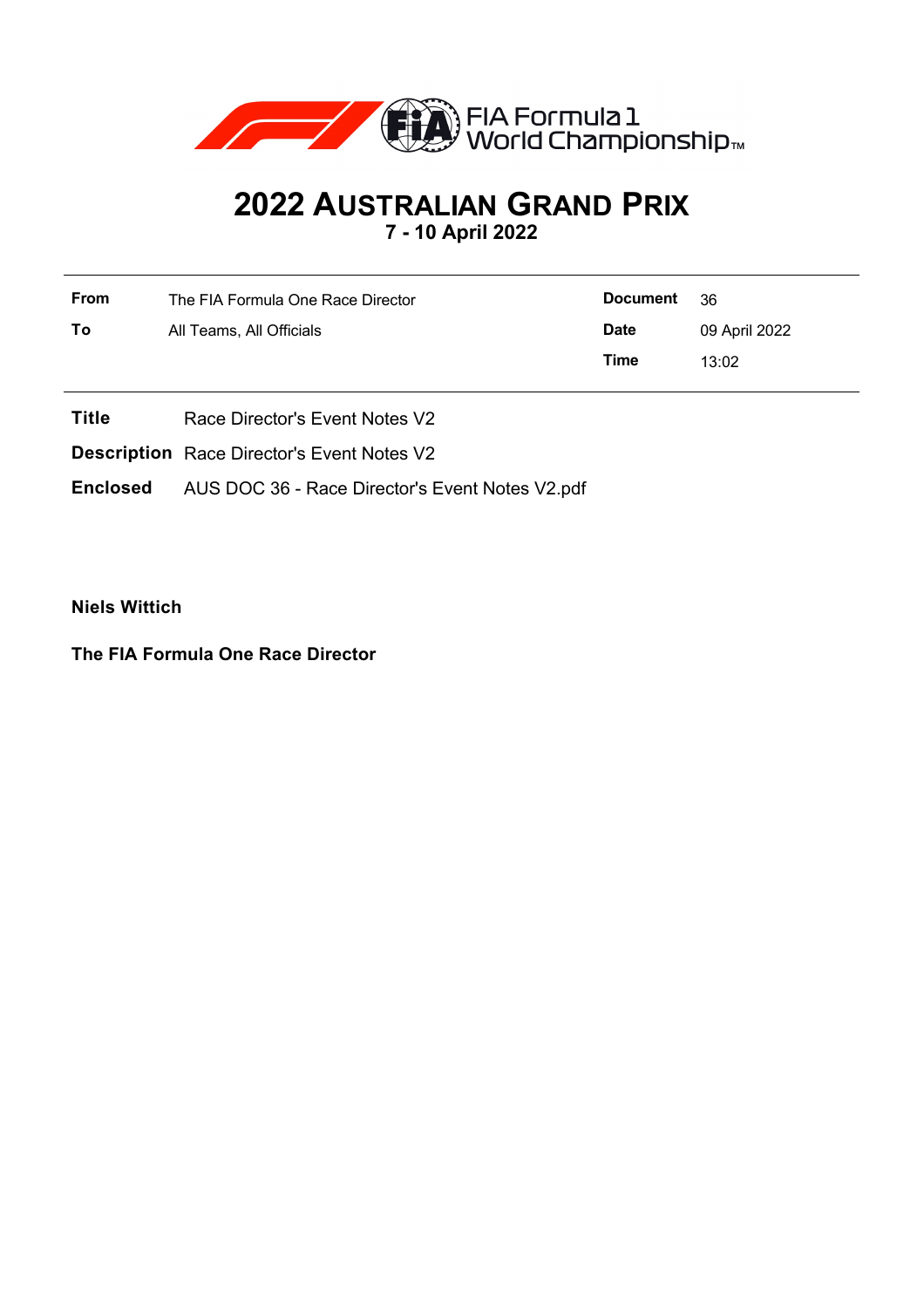FIA Formula 1 World Championship™

# 2022 AUSTRALIAN GRAND PRIX

**7 - 10 April 2022**

| | | | |
|---|---|---|---|
| **From** | The FIA Formula One Race Director | **Document** | 36 |
| **To** | All Teams, All Officials | **Date** | 09 April 2022 |
| | | **Time** | 13:02 |

**Title** Race Director's Event Notes V2

**Description** Race Director's Event Notes V2

**Enclosed** AUS DOC 36 - Race Director's Event Notes V2.pdf

**Niels Wittich**

**The FIA Formula One Race Director**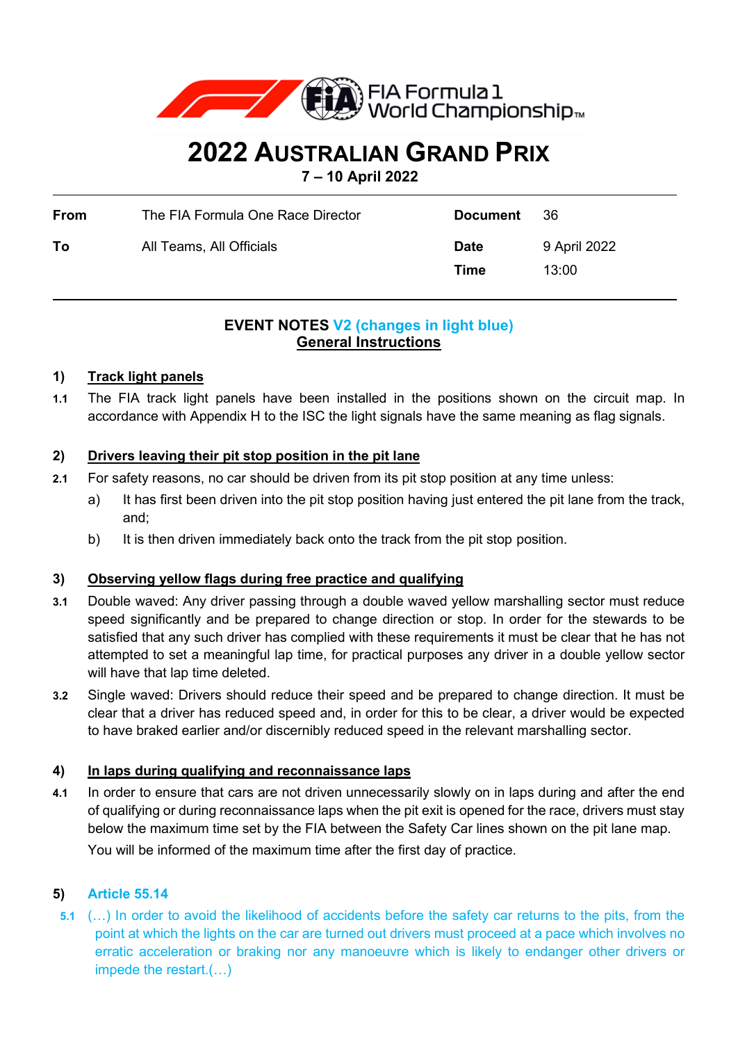FIA Formula 1 World Championship™

# 2022 Australian Grand Prix

**7 – 10 April 2022**

| | | | |
|---|---|---|---|
| **From** | The FIA Formula One Race Director | **Document** | 36 |
| **To** | All Teams, All Officials | **Date** | 9 April 2022 |
| | | **Time** | 13:00 |

**EVENT NOTES V2 (changes in light blue)**

**General Instructions**

## 1) Track light panels

**1.1** The FIA track light panels have been installed in the positions shown on the circuit map. In accordance with Appendix H to the ISC the light signals have the same meaning as flag signals.

## 2) Drivers leaving their pit stop position in the pit lane

**2.1** For safety reasons, no car should be driven from its pit stop position at any time unless:

a) It has first been driven into the pit stop position having just entered the pit lane from the track, and;

b) It is then driven immediately back onto the track from the pit stop position.

## 3) Observing yellow flags during free practice and qualifying

**3.1** Double waved: Any driver passing through a double waved yellow marshalling sector must reduce speed significantly and be prepared to change direction or stop. In order for the stewards to be satisfied that any such driver has complied with these requirements it must be clear that he has not attempted to set a meaningful lap time, for practical purposes any driver in a double yellow sector will have that lap time deleted.

**3.2** Single waved: Drivers should reduce their speed and be prepared to change direction. It must be clear that a driver has reduced speed and, in order for this to be clear, a driver would be expected to have braked earlier and/or discernibly reduced speed in the relevant marshalling sector.

## 4) In laps during qualifying and reconnaissance laps

**4.1** In order to ensure that cars are not driven unnecessarily slowly on in laps during and after the end of qualifying or during reconnaissance laps when the pit exit is opened for the race, drivers must stay below the maximum time set by the FIA between the Safety Car lines shown on the pit lane map.

You will be informed of the maximum time after the first day of practice.

## 5) Article 55.14

**5.1** (…) In order to avoid the likelihood of accidents before the safety car returns to the pits, from the point at which the lights on the car are turned out drivers must proceed at a pace which involves no erratic acceleration or braking nor any manoeuvre which is likely to endanger other drivers or impede the restart.(…)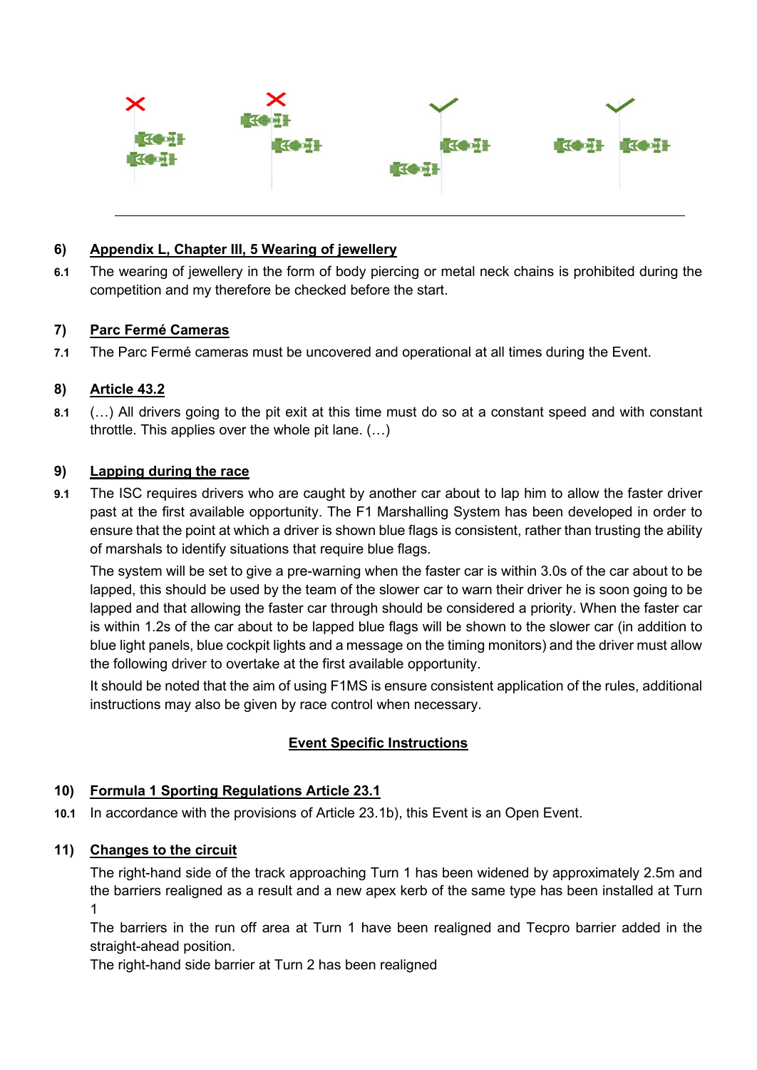## 6) Appendix L, Chapter III, 5 Wearing of jewellery

**6.1** The wearing of jewellery in the form of body piercing or metal neck chains is prohibited during the competition and my therefore be checked before the start.

## 7) Parc Fermé Cameras

**7.1** The Parc Fermé cameras must be uncovered and operational at all times during the Event.

## 8) Article 43.2

**8.1** (…) All drivers going to the pit exit at this time must do so at a constant speed and with constant throttle. This applies over the whole pit lane. (…)

## 9) Lapping during the race

**9.1** The ISC requires drivers who are caught by another car about to lap him to allow the faster driver past at the first available opportunity. The F1 Marshalling System has been developed in order to ensure that the point at which a driver is shown blue flags is consistent, rather than trusting the ability of marshals to identify situations that require blue flags.

The system will be set to give a pre-warning when the faster car is within 3.0s of the car about to be lapped, this should be used by the team of the slower car to warn their driver he is soon going to be lapped and that allowing the faster car through should be considered a priority. When the faster car is within 1.2s of the car about to be lapped blue flags will be shown to the slower car (in addition to blue light panels, blue cockpit lights and a message on the timing monitors) and the driver must allow the following driver to overtake at the first available opportunity.

It should be noted that the aim of using F1MS is ensure consistent application of the rules, additional instructions may also be given by race control when necessary.

# Event Specific Instructions

## 10) Formula 1 Sporting Regulations Article 23.1

**10.1** In accordance with the provisions of Article 23.1b), this Event is an Open Event.

## 11) Changes to the circuit

The right-hand side of the track approaching Turn 1 has been widened by approximately 2.5m and the barriers realigned as a result and a new apex kerb of the same type has been installed at Turn 1

The barriers in the run off area at Turn 1 have been realigned and Tecpro barrier added in the straight-ahead position.

The right-hand side barrier at Turn 2 has been realigned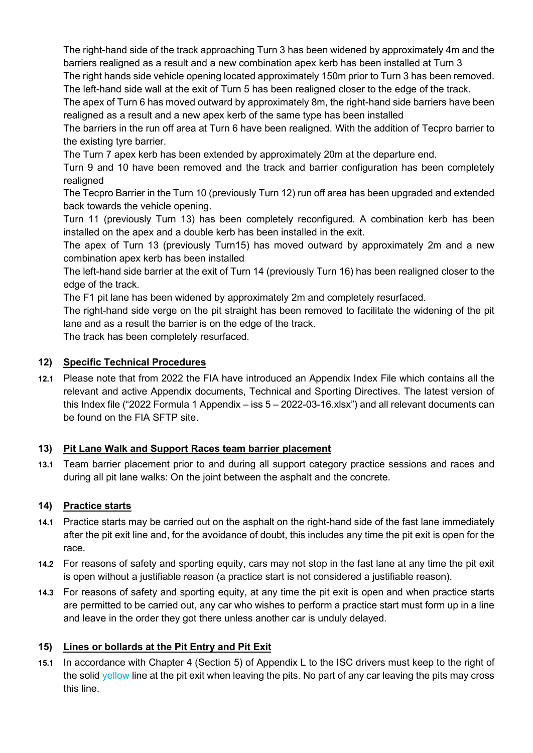The right-hand side of the track approaching Turn 3 has been widened by approximately 4m and the barriers realigned as a result and a new combination apex kerb has been installed at Turn 3

The right hands side vehicle opening located approximately 150m prior to Turn 3 has been removed.

The left-hand side wall at the exit of Turn 5 has been realigned closer to the edge of the track.

The apex of Turn 6 has moved outward by approximately 8m, the right-hand side barriers have been realigned as a result and a new apex kerb of the same type has been installed

The barriers in the run off area at Turn 6 have been realigned. With the addition of Tecpro barrier to the existing tyre barrier.

The Turn 7 apex kerb has been extended by approximately 20m at the departure end.

Turn 9 and 10 have been removed and the track and barrier configuration has been completely realigned

The Tecpro Barrier in the Turn 10 (previously Turn 12) run off area has been upgraded and extended back towards the vehicle opening.

Turn 11 (previously Turn 13) has been completely reconfigured. A combination kerb has been installed on the apex and a double kerb has been installed in the exit.

The apex of Turn 13 (previously Turn15) has moved outward by approximately 2m and a new combination apex kerb has been installed

The left-hand side barrier at the exit of Turn 14 (previously Turn 16) has been realigned closer to the edge of the track.

The F1 pit lane has been widened by approximately 2m and completely resurfaced.

The right-hand side verge on the pit straight has been removed to facilitate the widening of the pit lane and as a result the barrier is on the edge of the track.

The track has been completely resurfaced.

## 12) Specific Technical Procedures

**12.1** Please note that from 2022 the FIA have introduced an Appendix Index File which contains all the relevant and active Appendix documents, Technical and Sporting Directives. The latest version of this Index file ("2022 Formula 1 Appendix – iss 5 – 2022-03-16.xlsx") and all relevant documents can be found on the FIA SFTP site.

## 13) Pit Lane Walk and Support Races team barrier placement

**13.1** Team barrier placement prior to and during all support category practice sessions and races and during all pit lane walks: On the joint between the asphalt and the concrete.

## 14) Practice starts

**14.1** Practice starts may be carried out on the asphalt on the right-hand side of the fast lane immediately after the pit exit line and, for the avoidance of doubt, this includes any time the pit exit is open for the race.

**14.2** For reasons of safety and sporting equity, cars may not stop in the fast lane at any time the pit exit is open without a justifiable reason (a practice start is not considered a justifiable reason).

**14.3** For reasons of safety and sporting equity, at any time the pit exit is open and when practice starts are permitted to be carried out, any car who wishes to perform a practice start must form up in a line and leave in the order they got there unless another car is unduly delayed.

## 15) Lines or bollards at the Pit Entry and Pit Exit

**15.1** In accordance with Chapter 4 (Section 5) of Appendix L to the ISC drivers must keep to the right of the solid yellow line at the pit exit when leaving the pits. No part of any car leaving the pits may cross this line.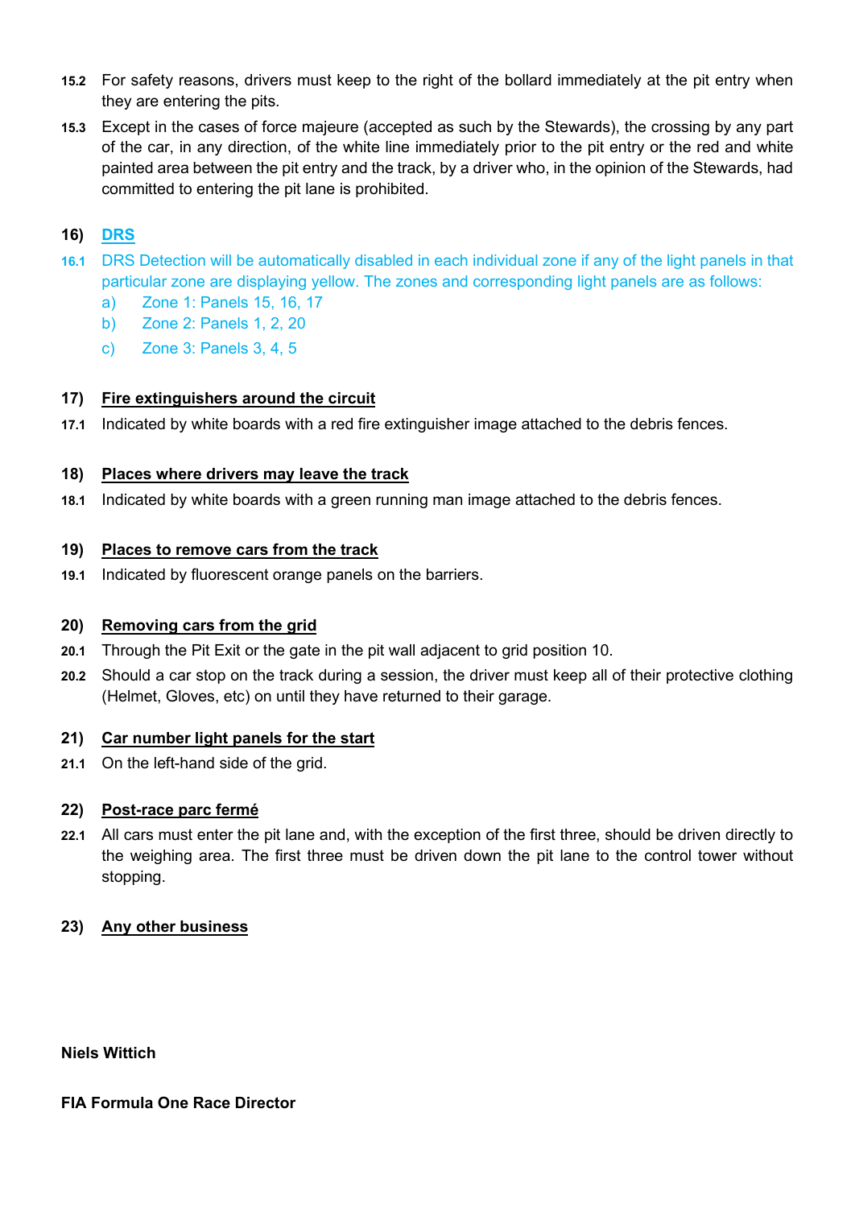**15.2** For safety reasons, drivers must keep to the right of the bollard immediately at the pit entry when they are entering the pits.

**15.3** Except in the cases of force majeure (accepted as such by the Stewards), the crossing by any part of the car, in any direction, of the white line immediately prior to the pit entry or the red and white painted area between the pit entry and the track, by a driver who, in the opinion of the Stewards, had committed to entering the pit lane is prohibited.

## 16) DRS

**16.1** DRS Detection will be automatically disabled in each individual zone if any of the light panels in that particular zone are displaying yellow. The zones and corresponding light panels are as follows:

a) Zone 1: Panels 15, 16, 17

b) Zone 2: Panels 1, 2, 20

c) Zone 3: Panels 3, 4, 5

## 17) Fire extinguishers around the circuit

**17.1** Indicated by white boards with a red fire extinguisher image attached to the debris fences.

## 18) Places where drivers may leave the track

**18.1** Indicated by white boards with a green running man image attached to the debris fences.

## 19) Places to remove cars from the track

**19.1** Indicated by fluorescent orange panels on the barriers.

## 20) Removing cars from the grid

**20.1** Through the Pit Exit or the gate in the pit wall adjacent to grid position 10.

**20.2** Should a car stop on the track during a session, the driver must keep all of their protective clothing (Helmet, Gloves, etc) on until they have returned to their garage.

## 21) Car number light panels for the start

**21.1** On the left-hand side of the grid.

## 22) Post-race parc fermé

**22.1** All cars must enter the pit lane and, with the exception of the first three, should be driven directly to the weighing area. The first three must be driven down the pit lane to the control tower without stopping.

## 23) Any other business

**Niels Wittich**

**FIA Formula One Race Director**